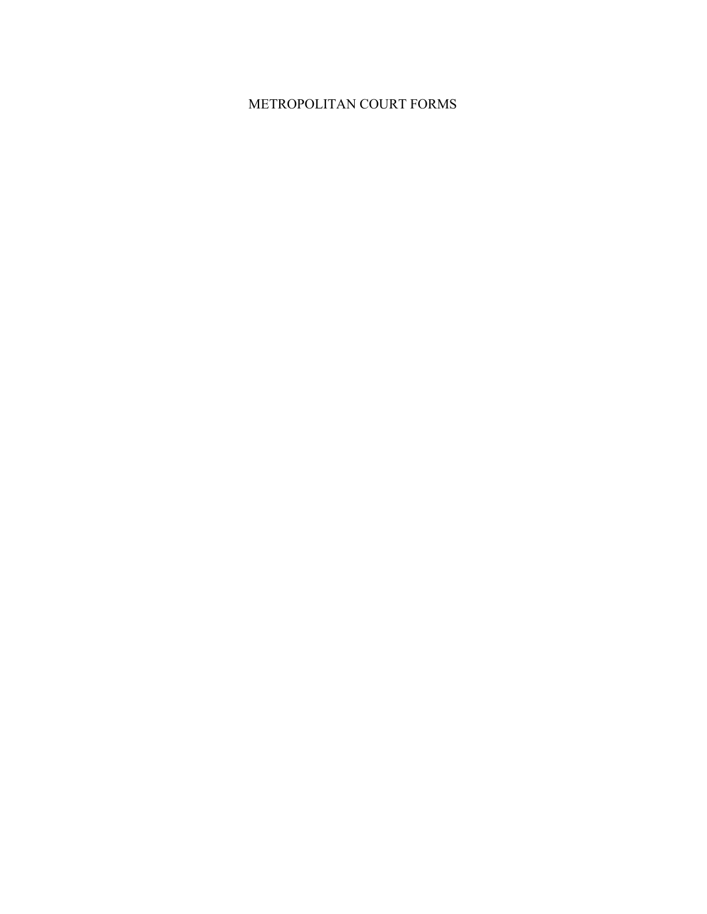# METROPOLITAN COURT FORMS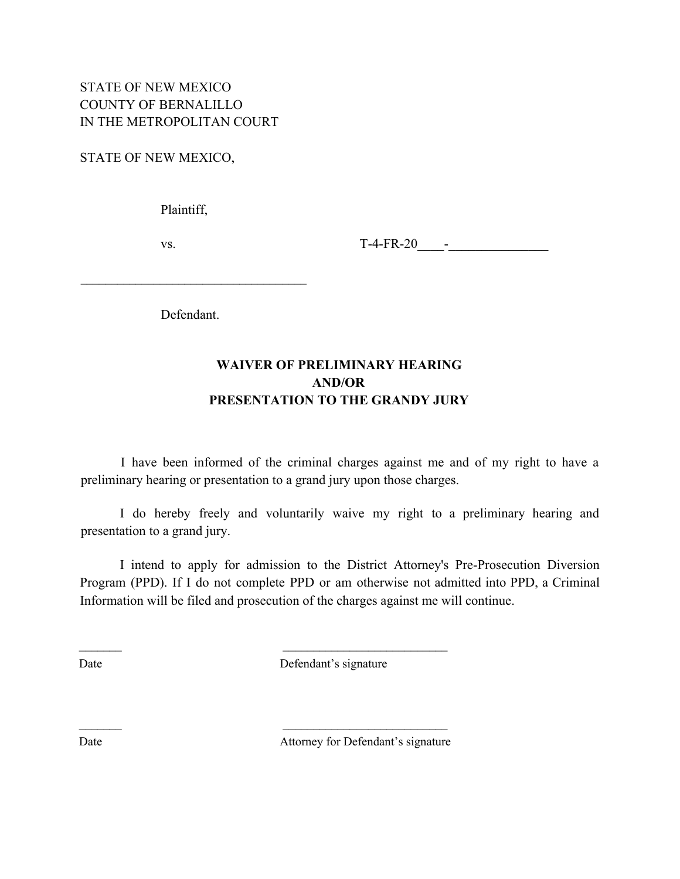STATE OF NEW MEXICO
COUNTY OF BERNALILLO
IN THE METROPOLITAN COURT

STATE OF NEW MEXICO,

Plaintiff,

vs. T-4-FR-20____-_______________

___________________________________

Defendant.

**WAIVER OF PRELIMINARY HEARING**
**AND/OR**
**PRESENTATION TO THE GRANDY JURY**

I have been informed of the criminal charges against me and of my right to have a preliminary hearing or presentation to a grand jury upon those charges.

I do hereby freely and voluntarily waive my right to a preliminary hearing and presentation to a grand jury.

I intend to apply for admission to the District Attorney's Pre-Prosecution Diversion Program (PPD). If I do not complete PPD or am otherwise not admitted into PPD, a Criminal Information will be filed and prosecution of the charges against me will continue.

_______ ___________________________
Date Defendant's signature

_______ ___________________________
Date Attorney for Defendant's signature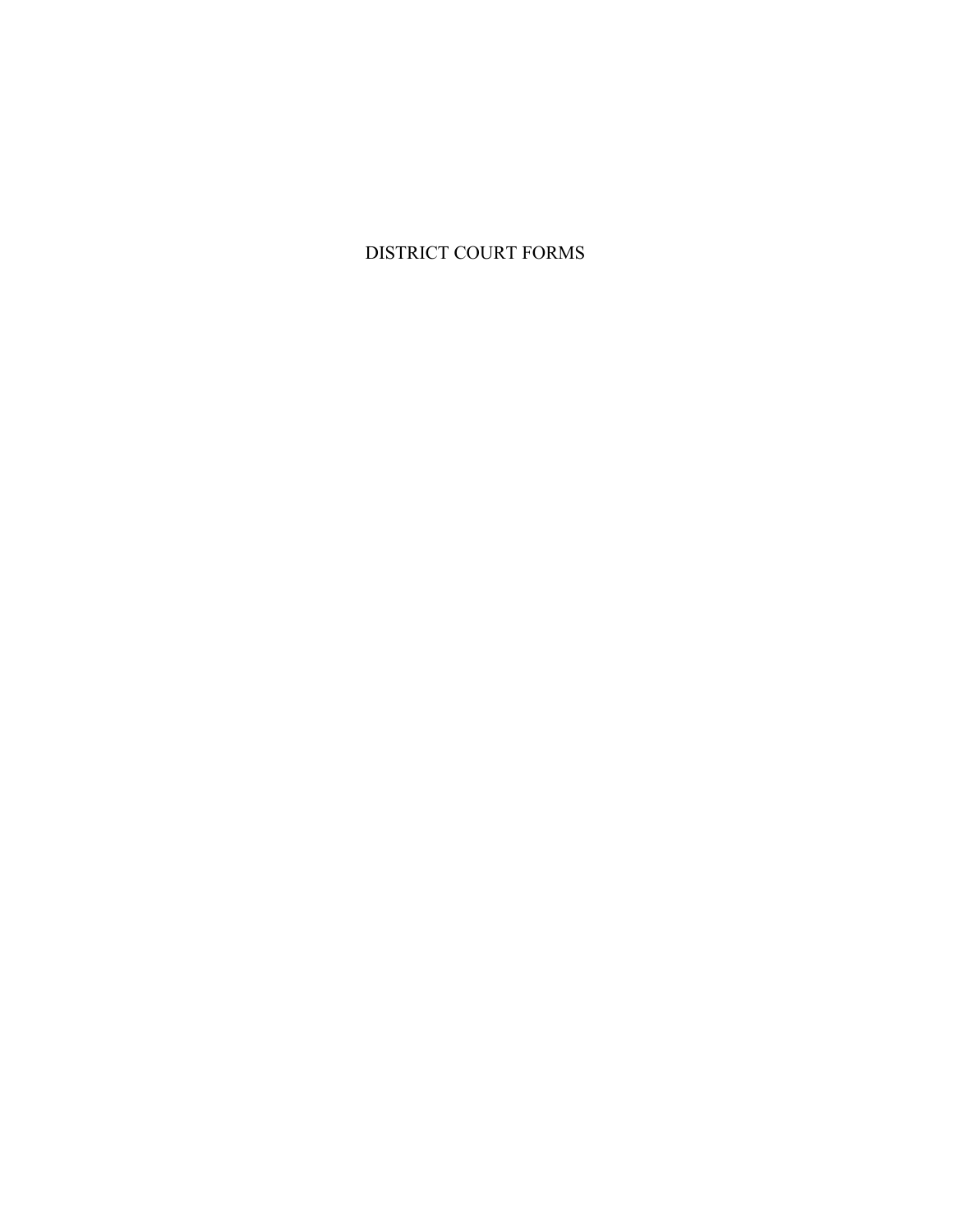# DISTRICT COURT FORMS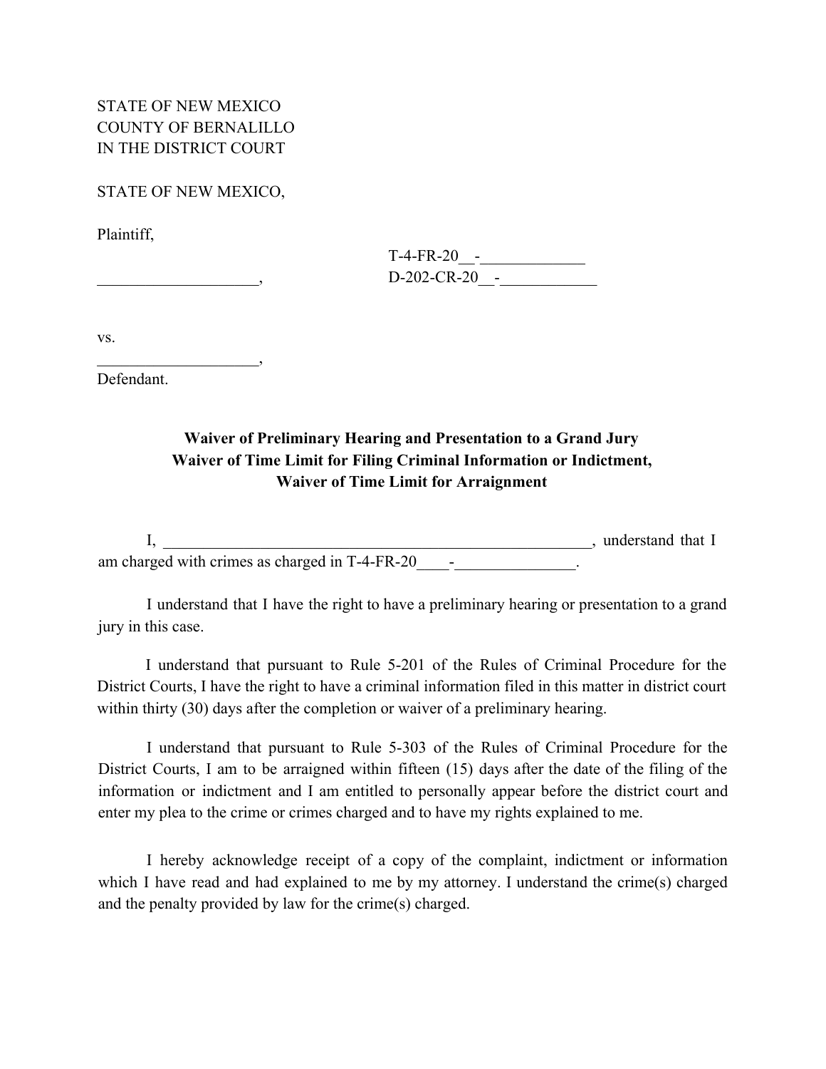STATE OF NEW MEXICO
COUNTY OF BERNALILLO
IN THE DISTRICT COURT

STATE OF NEW MEXICO,

Plaintiff,

T-4-FR-20\_\_-\_\_\_\_\_\_\_\_\_\_\_\_\_

\_\_\_\_\_\_\_\_\_\_\_\_\_\_\_\_\_\_\_\_, D-202-CR-20\_\_-\_\_\_\_\_\_\_\_\_\_\_\_

vs.

\_\_\_\_\_\_\_\_\_\_\_\_\_\_\_\_\_\_\_\_,
Defendant.

**Waiver of Preliminary Hearing and Presentation to a Grand Jury**
**Waiver of Time Limit for Filing Criminal Information or Indictment,**
**Waiver of Time Limit for Arraignment**

I, \_\_\_\_\_\_\_\_\_\_\_\_\_\_\_\_\_\_\_\_\_\_\_\_\_\_\_\_\_\_\_\_\_\_\_\_\_\_\_\_\_\_\_\_\_\_\_\_\_\_\_\_\_\_\_\_, understand that I am charged with crimes as charged in T-4-FR-20\_\_\_\_-\_\_\_\_\_\_\_\_\_\_\_\_\_\_\_.

I understand that I have the right to have a preliminary hearing or presentation to a grand jury in this case.

I understand that pursuant to Rule 5-201 of the Rules of Criminal Procedure for the District Courts, I have the right to have a criminal information filed in this matter in district court within thirty (30) days after the completion or waiver of a preliminary hearing.

I understand that pursuant to Rule 5-303 of the Rules of Criminal Procedure for the District Courts, I am to be arraigned within fifteen (15) days after the date of the filing of the information or indictment and I am entitled to personally appear before the district court and enter my plea to the crime or crimes charged and to have my rights explained to me.

I hereby acknowledge receipt of a copy of the complaint, indictment or information which I have read and had explained to me by my attorney. I understand the crime(s) charged and the penalty provided by law for the crime(s) charged.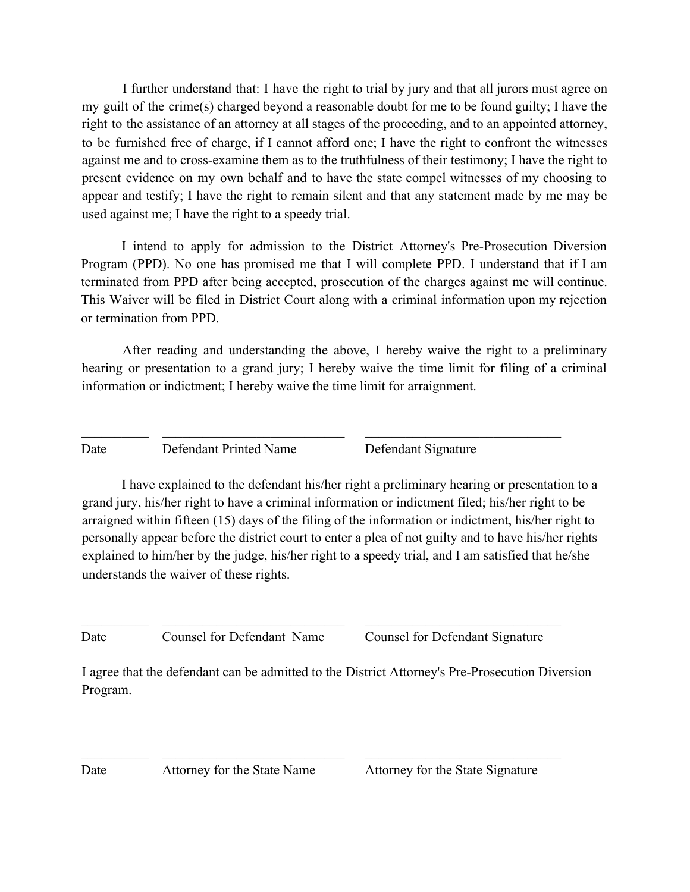I further understand that: I have the right to trial by jury and that all jurors must agree on my guilt of the crime(s) charged beyond a reasonable doubt for me to be found guilty; I have the right to the assistance of an attorney at all stages of the proceeding, and to an appointed attorney, to be furnished free of charge, if I cannot afford one; I have the right to confront the witnesses against me and to cross-examine them as to the truthfulness of their testimony; I have the right to present evidence on my own behalf and to have the state compel witnesses of my choosing to appear and testify; I have the right to remain silent and that any statement made by me may be used against me; I have the right to a speedy trial.

I intend to apply for admission to the District Attorney's Pre-Prosecution Diversion Program (PPD). No one has promised me that I will complete PPD. I understand that if I am terminated from PPD after being accepted, prosecution of the charges against me will continue. This Waiver will be filed in District Court along with a criminal information upon my rejection or termination from PPD.

After reading and understanding the above, I hereby waive the right to a preliminary hearing or presentation to a grand jury; I hereby waive the time limit for filing of a criminal information or indictment; I hereby waive the time limit for arraignment.

| ___________ | ______________________________ | ______________________________ |
|---|---|---|
| Date | Defendant Printed Name | Defendant Signature |

I have explained to the defendant his/her right a preliminary hearing or presentation to a grand jury, his/her right to have a criminal information or indictment filed; his/her right to be arraigned within fifteen (15) days of the filing of the information or indictment, his/her right to personally appear before the district court to enter a plea of not guilty and to have his/her rights explained to him/her by the judge, his/her right to a speedy trial, and I am satisfied that he/she understands the waiver of these rights.

| ___________ | ______________________________ | ______________________________ |
|---|---|---|
| Date | Counsel for Defendant Name | Counsel for Defendant Signature |

I agree that the defendant can be admitted to the District Attorney's Pre-Prosecution Diversion Program.

| ___________ | ______________________________ | ______________________________ |
|---|---|---|
| Date | Attorney for the State Name | Attorney for the State Signature |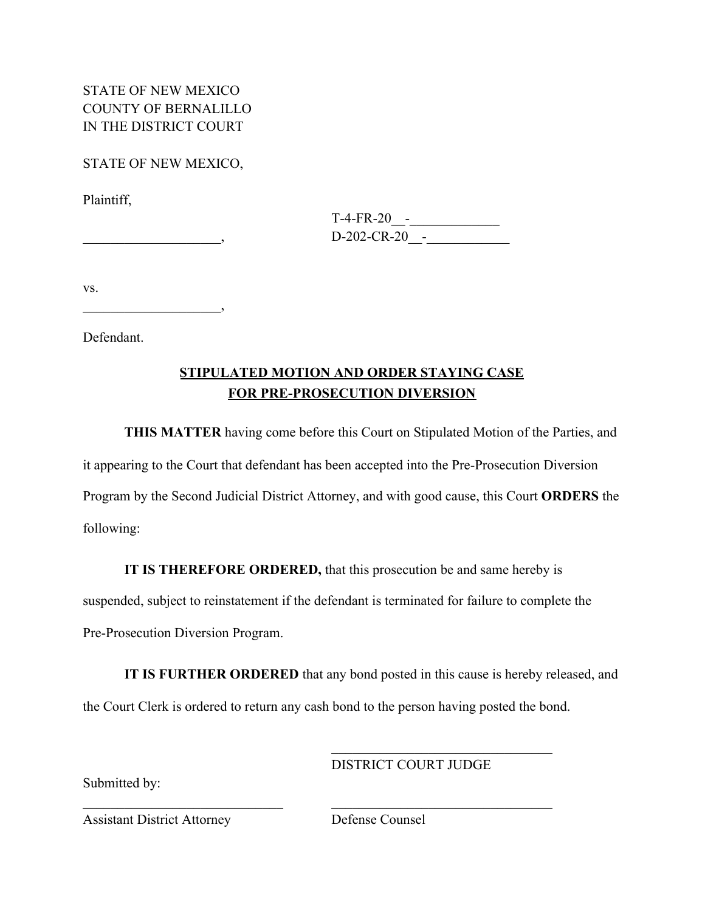STATE OF NEW MEXICO
COUNTY OF BERNALILLO
IN THE DISTRICT COURT

STATE OF NEW MEXICO,

Plaintiff,

____________________, T-4-FR-20__-_____________
D-202-CR-20__-____________

vs.
____________________,

Defendant.

**STIPULATED MOTION AND ORDER STAYING CASE FOR PRE-PROSECUTION DIVERSION**

**THIS MATTER** having come before this Court on Stipulated Motion of the Parties, and it appearing to the Court that defendant has been accepted into the Pre-Prosecution Diversion Program by the Second Judicial District Attorney, and with good cause, this Court **ORDERS** the following:

**IT IS THEREFORE ORDERED,** that this prosecution be and same hereby is suspended, subject to reinstatement if the defendant is terminated for failure to complete the Pre-Prosecution Diversion Program.

**IT IS FURTHER ORDERED** that any bond posted in this cause is hereby released, and the Court Clerk is ordered to return any cash bond to the person having posted the bond.

________________________________
DISTRICT COURT JUDGE

Submitted by:

________________________________
Assistant District Attorney

________________________________
Defense Counsel